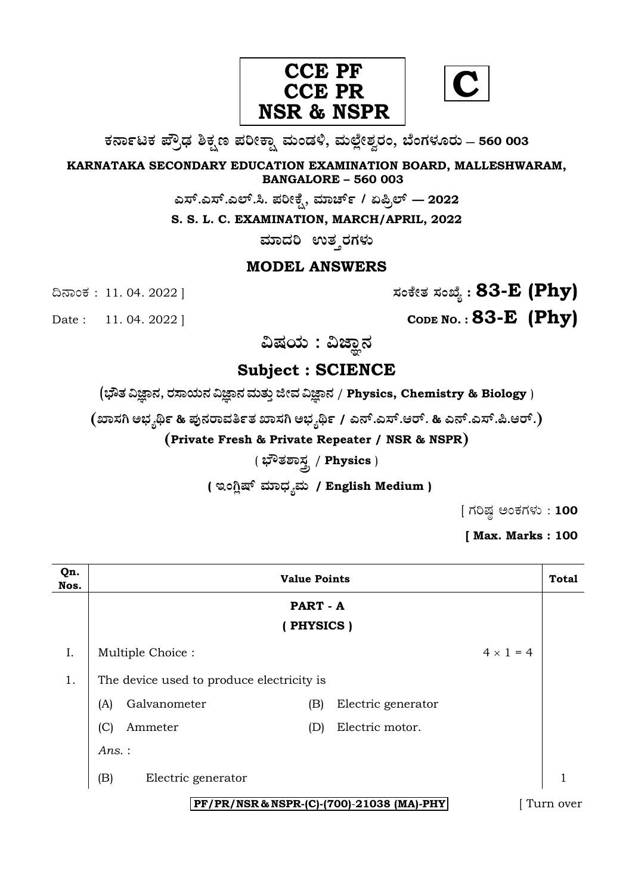**CCE PF**
**CCE PR**
**NSR & NSPR**

**C**

**ಕರ್ನಾಟಕ ಪ್ರೌಢ ಶಿಕ್ಷಣ ಪರೀಕ್ಷಾ ಮಂಡಳಿ, ಮಲ್ಲೇಶ್ವರಂ, ಬೆಂಗಳೂರು – 560 003**

**KARNATAKA SECONDARY EDUCATION EXAMINATION BOARD, MALLESHWARAM, BANGALORE – 560 003**

**ಎಸ್.ಎಸ್.ಎಲ್.ಸಿ. ಪರೀಕ್ಷೆ, ಮಾರ್ಚ್ / ಏಪ್ರಿಲ್ — 2022**

**S. S. L. C. EXAMINATION, MARCH/APRIL, 2022**

**ಮಾದರಿ ಉತ್ತರಗಳು**

## MODEL ANSWERS

ದಿನಾಂಕ : 11. 04. 2022 ] **ಸಂಕೇತ ಸಂಖ್ಯೆ : 83-E (Phy)**

Date : 11. 04. 2022 ] **CODE NO. : 83-E (Phy)**

**ವಿಷಯ : ವಿಜ್ಞಾನ**

## Subject : SCIENCE

**(ಭೌತ ವಿಜ್ಞಾನ, ರಸಾಯನ ವಿಜ್ಞಾನ ಮತ್ತು ಜೀವ ವಿಜ್ಞಾನ / Physics, Chemistry & Biology )**

**(ಖಾಸಗಿ ಅಭ್ಯರ್ಥಿ & ಪುನರಾವರ್ತಿತ ಖಾಸಗಿ ಅಭ್ಯರ್ಥಿ / ಎನ್.ಎಸ್.ಆರ್. & ಎನ್.ಎಸ್.ಪಿ.ಆರ್.)**

**(Private Fresh & Private Repeater / NSR & NSPR)**

( **ಭೌತಶಾಸ್ತ್ರ** / **Physics** )

**( ಇಂಗ್ಲಿಷ್ ಮಾಧ್ಯಮ / English Medium )**

[ ಗರಿಷ್ಠ ಅಂಕಗಳು : **100**

**[ Max. Marks : 100**

| Qn. Nos. | Value Points | Total |
|---|---|---|
| | **PART - A** <br> **( PHYSICS )** | |
| I. | Multiple Choice : $4 \times 1 = 4$ | |
| 1. | The device used to produce electricity is | |
| | (A) Galvanometer (B) Electric generator | |
| | (C) Ammeter (D) Electric motor. | |
| | *Ans.* : | |
| | (B) Electric generator | 1 |

PF/PR/NSR & NSPR-(C)-(700)-21038 (MA)-PHY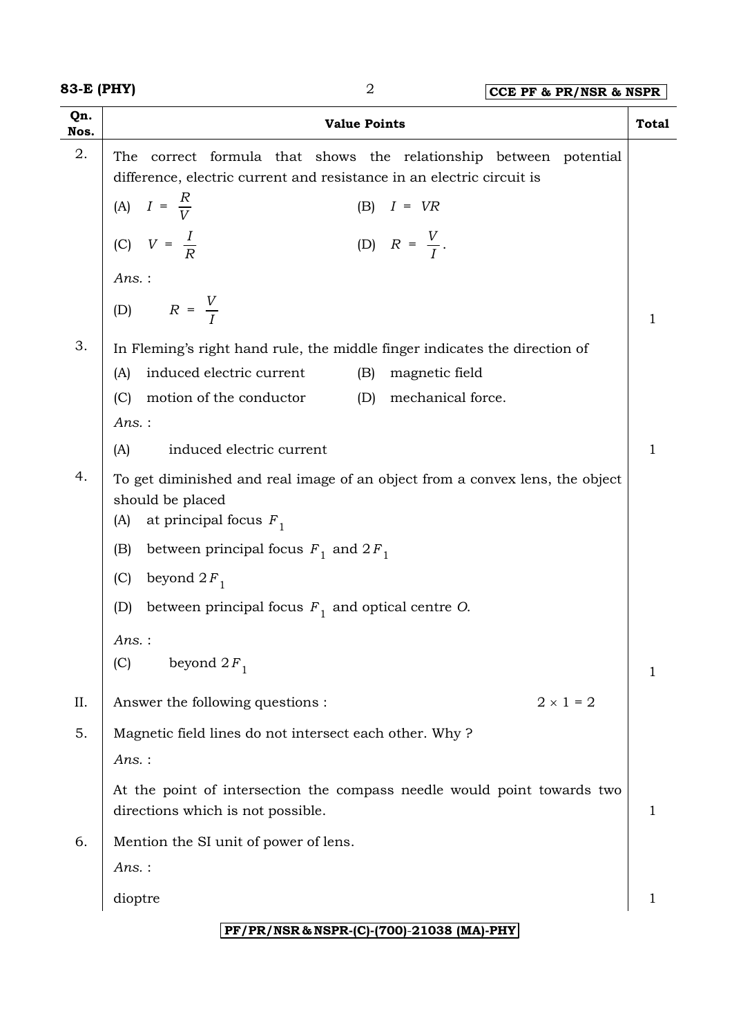| Qn. Nos. | Value Points | Total |
|---|---|---|
| 2. | The correct formula that shows the relationship between potential difference, electric current and resistance in an electric circuit is<br>(A) $I = \frac{R}{V}$ (B) $I = VR$<br>(C) $V = \frac{I}{R}$ (D) $R = \frac{V}{I}$.<br>*Ans.* :<br>(D) $R = \frac{V}{I}$ | 1 |
| 3. | In Fleming's right hand rule, the middle finger indicates the direction of<br>(A) induced electric current (B) magnetic field<br>(C) motion of the conductor (D) mechanical force.<br>*Ans.* :<br>(A) induced electric current | 1 |
| 4. | To get diminished and real image of an object from a convex lens, the object should be placed<br>(A) at principal focus $F_1$<br>(B) between principal focus $F_1$ and $2F_1$<br>(C) beyond $2F_1$<br>(D) between principal focus $F_1$ and optical centre *O*.<br>*Ans.* :<br>(C) beyond $2F_1$ | 1 |
| II. | Answer the following questions : $2 \times 1 = 2$ | |
| 5. | Magnetic field lines do not intersect each other. Why ?<br>*Ans.* :<br>At the point of intersection the compass needle would point towards two directions which is not possible. | 1 |
| 6. | Mention the SI unit of power of lens.<br>*Ans.* :<br>dioptre | 1 |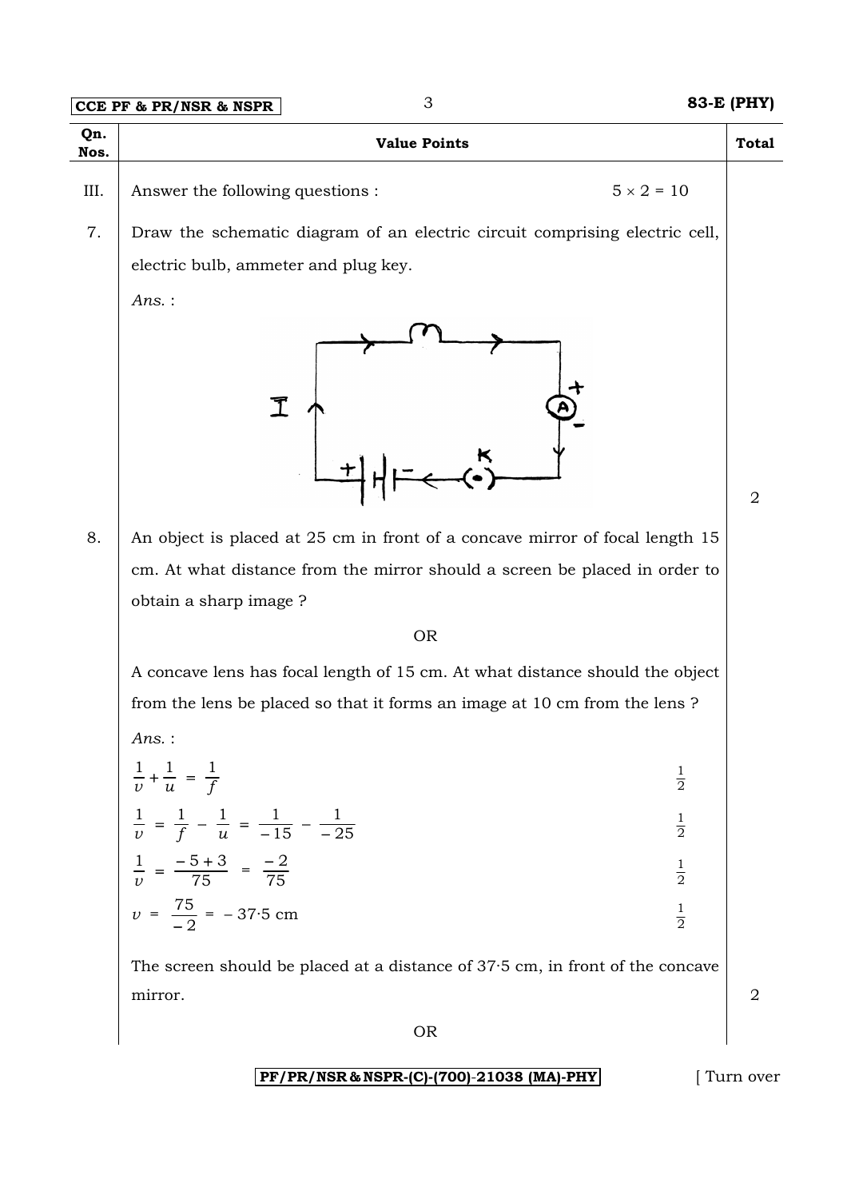| Qn. Nos. | Value Points | Total |
|---|---|---|
| III. | Answer the following questions : $5 \times 2 = 10$ | |
| 7. | Draw the schematic diagram of an electric circuit comprising electric cell, electric bulb, ammeter and plug key. | |
| | *Ans.* : | 2 |
| 8. | An object is placed at 25 cm in front of a concave mirror of focal length 15 cm. At what distance from the mirror should a screen be placed in order to obtain a sharp image ? | |
| | OR | |
| | A concave lens has focal length of 15 cm. At what distance should the object from the lens be placed so that it forms an image at 10 cm from the lens ? | |
| | *Ans.* : | |
| | $\frac{1}{v} + \frac{1}{u} = \frac{1}{f}$ $\quad \frac{1}{2}$ | |
| | $\frac{1}{v} = \frac{1}{f} - \frac{1}{u} = \frac{1}{-15} - \frac{1}{-25}$ $\quad \frac{1}{2}$ | |
| | $\frac{1}{v} = \frac{-5+3}{75} = \frac{-2}{75}$ $\quad \frac{1}{2}$ | |
| | $v = \frac{75}{-2} = -37{\cdot}5$ cm $\quad \frac{1}{2}$ | |
| | The screen should be placed at a distance of 37·5 cm, in front of the concave mirror. | 2 |
| | OR | |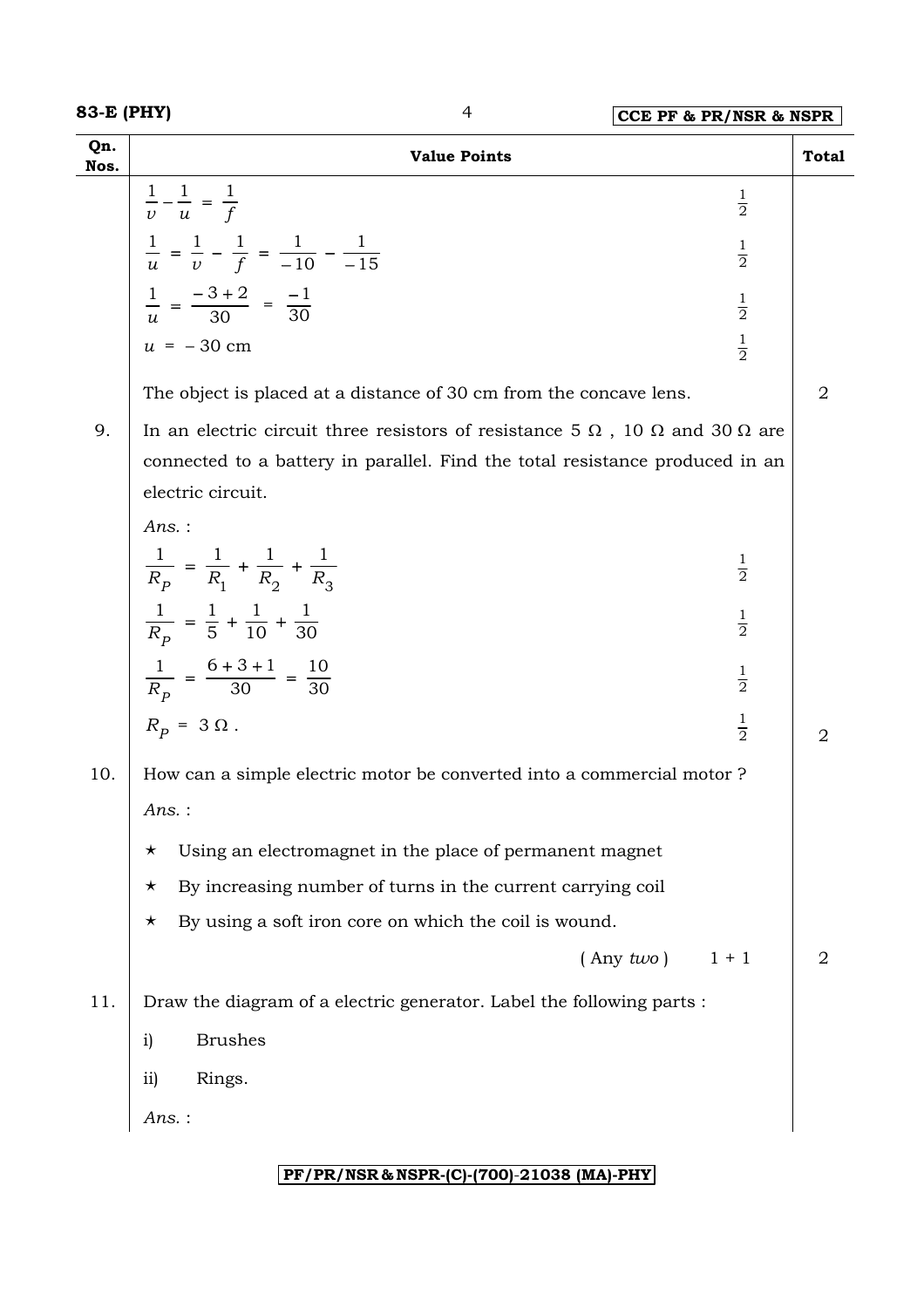| Qn. Nos. | Value Points | | Total |
|---|---|---|---|
| | $\frac{1}{v} - \frac{1}{u} = \frac{1}{f}$ | $\frac{1}{2}$ | |
| | $\frac{1}{u} = \frac{1}{v} - \frac{1}{f} = \frac{1}{-10} - \frac{1}{-15}$ | $\frac{1}{2}$ | |
| | $\frac{1}{u} = \frac{-3+2}{30} = \frac{-1}{30}$ | $\frac{1}{2}$ | |
| | $u = -30$ cm | $\frac{1}{2}$ | |
| | The object is placed at a distance of 30 cm from the concave lens. | | 2 |
| 9. | In an electric circuit three resistors of resistance 5 Ω , 10 Ω and 30 Ω are connected to a battery in parallel. Find the total resistance produced in an electric circuit. | | |
| | *Ans.* : | | |
| | $\frac{1}{R_P} = \frac{1}{R_1} + \frac{1}{R_2} + \frac{1}{R_3}$ | $\frac{1}{2}$ | |
| | $\frac{1}{R_P} = \frac{1}{5} + \frac{1}{10} + \frac{1}{30}$ | $\frac{1}{2}$ | |
| | $\frac{1}{R_P} = \frac{6+3+1}{30} = \frac{10}{30}$ | $\frac{1}{2}$ | |
| | $R_P = 3\ \Omega$ . | $\frac{1}{2}$ | 2 |
| 10. | How can a simple electric motor be converted into a commercial motor ? | | |
| | *Ans.* : | | |
| | ⋆ Using an electromagnet in the place of permanent magnet | | |
| | ⋆ By increasing number of turns in the current carrying coil | | |
| | ⋆ By using a soft iron core on which the coil is wound. | | |
| | ( Any *two* ) | 1 + 1 | 2 |
| 11. | Draw the diagram of a electric generator. Label the following parts : | | |
| | i) Brushes | | |
| | ii) Rings. | | |
| | *Ans.* : | | |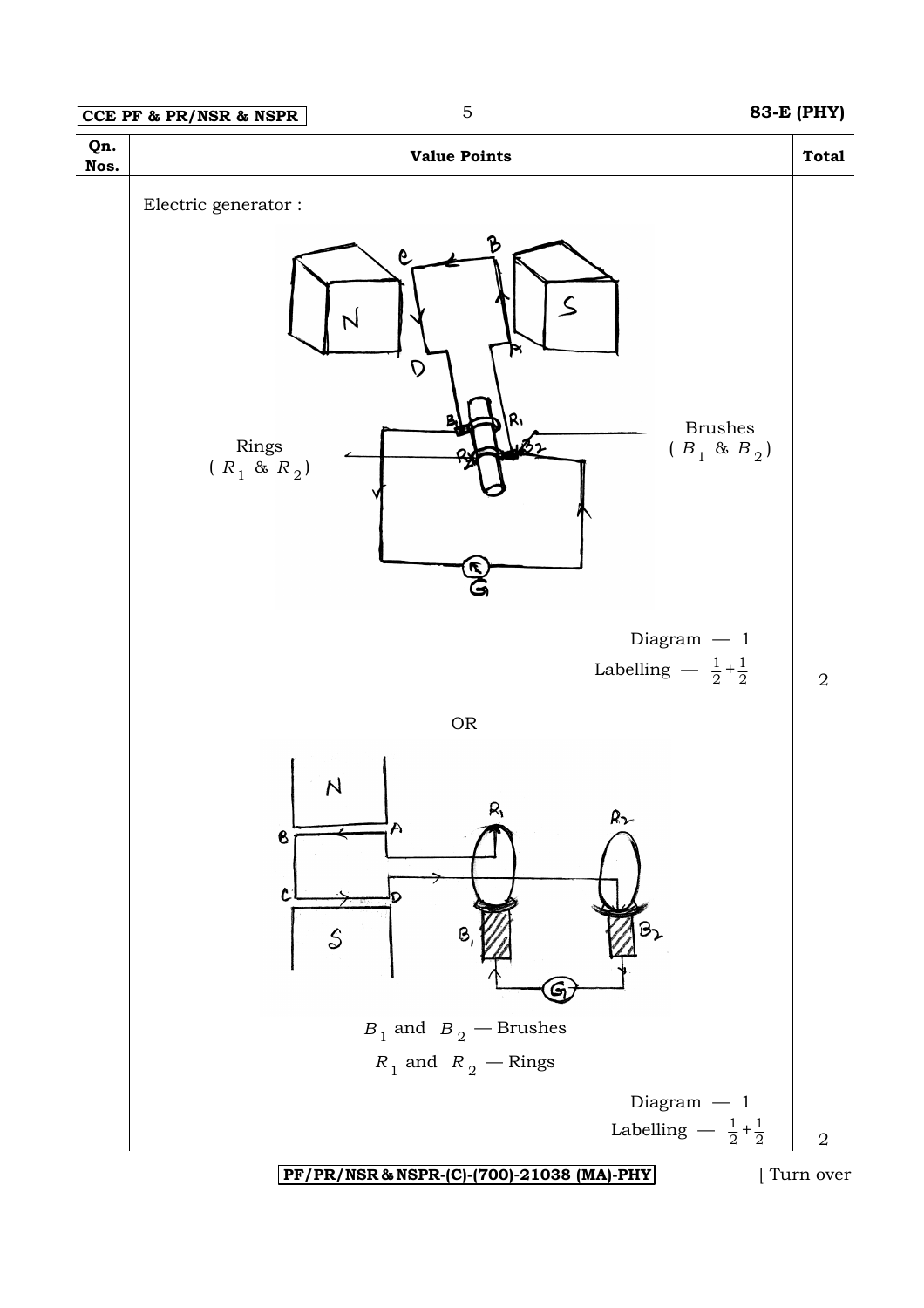| Qn. Nos. | Value Points | Total |
|---|---|---|
| | Electric generator : | |
| | Rings ( $R_1$ & $R_2$ ) Brushes ( $B_1$ & $B_2$ ) | |
| | Diagram — 1 | |
| | Labelling — $\frac{1}{2}+\frac{1}{2}$ | 2 |
| | OR | |
| | $B_1$ and $B_2$ — Brushes | |
| | $R_1$ and $R_2$ — Rings | |
| | Diagram — 1 | |
| | Labelling — $\frac{1}{2}+\frac{1}{2}$ | 2 |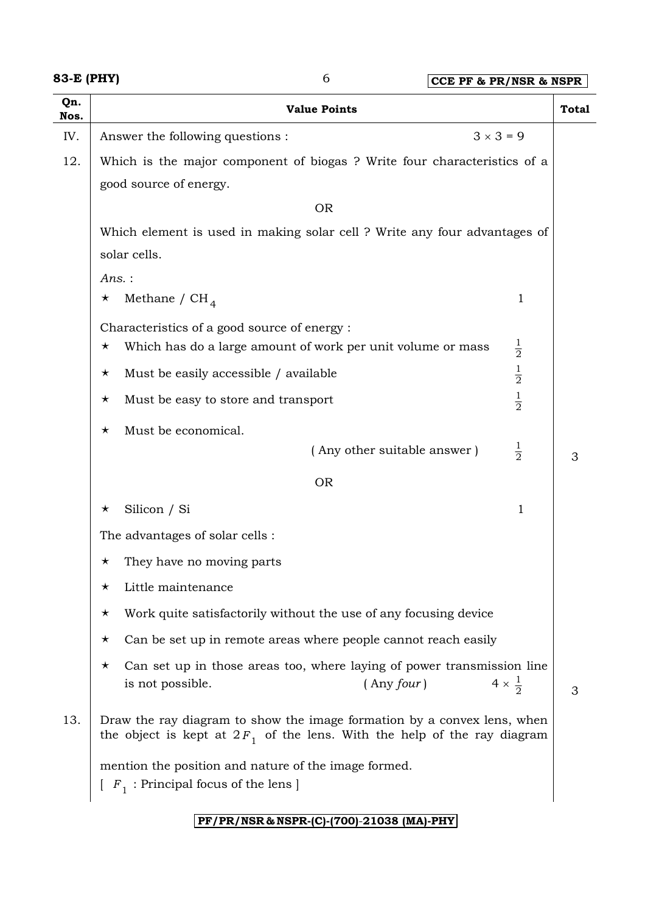| Qn. Nos. | Value Points | | Total |
|---|---|---|---|
| IV. | Answer the following questions : | $3 \times 3 = 9$ | |
| 12. | Which is the major component of biogas ? Write four characteristics of a good source of energy. | | |
| | OR | | |
| | Which element is used in making solar cell ? Write any four advantages of solar cells. | | |
| | *Ans.* : | | |
| | ★ Methane / $CH_4$ | 1 | |
| | Characteristics of a good source of energy : | | |
| | ★ Which has do a large amount of work per unit volume or mass | $\frac{1}{2}$ | |
| | ★ Must be easily accessible / available | $\frac{1}{2}$ | |
| | ★ Must be easy to store and transport | $\frac{1}{2}$ | |
| | ★ Must be economical. ( Any other suitable answer ) | $\frac{1}{2}$ | 3 |
| | OR | | |
| | ★ Silicon / Si | 1 | |
| | The advantages of solar cells : | | |
| | ★ They have no moving parts | | |
| | ★ Little maintenance | | |
| | ★ Work quite satisfactorily without the use of any focusing device | | |
| | ★ Can be set up in remote areas where people cannot reach easily | | |
| | ★ Can set up in those areas too, where laying of power transmission line is not possible. ( Any *four* ) | $4 \times \frac{1}{2}$ | 3 |
| 13. | Draw the ray diagram to show the image formation by a convex lens, when the object is kept at $2F_1$ of the lens. With the help of the ray diagram mention the position and nature of the image formed. [ $F_1$ : Principal focus of the lens ] | | |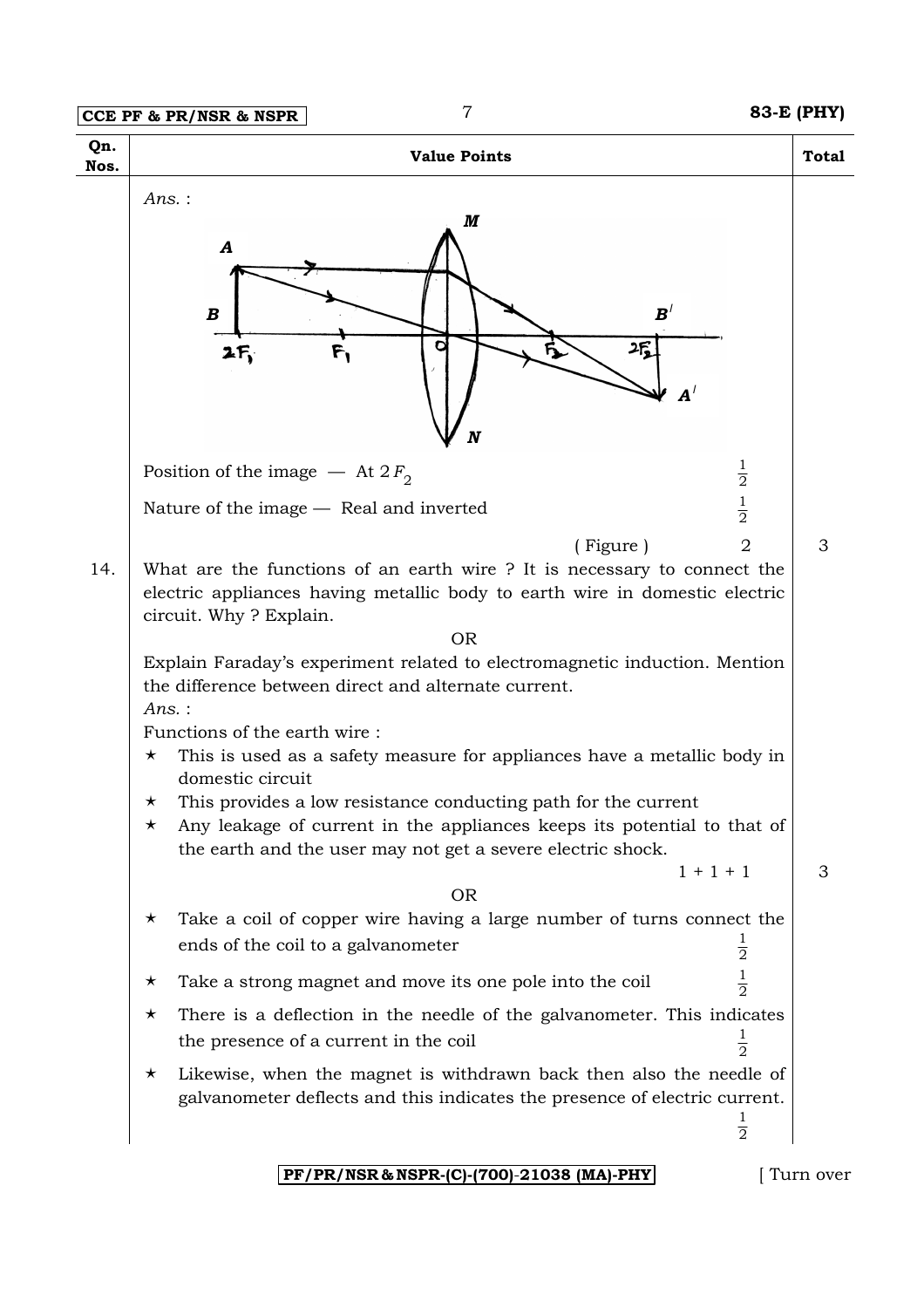| Qn. Nos. | Value Points | Total |
|---|---|---|

*Ans.* :

Position of the image — At $2F_2$ $\frac{1}{2}$

Nature of the image — Real and inverted $\frac{1}{2}$

( Figure ) 2 — **3**

**14.** What are the functions of an earth wire ? It is necessary to connect the electric appliances having metallic body to earth wire in domestic electric circuit. Why ? Explain.

OR

Explain Faraday's experiment related to electromagnetic induction. Mention the difference between direct and alternate current.

*Ans.* :

Functions of the earth wire :

- ★ This is used as a safety measure for appliances have a metallic body in domestic circuit
- ★ This provides a low resistance conducting path for the current
- ★ Any leakage of current in the appliances keeps its potential to that of the earth and the user may not get a severe electric shock.

1 + 1 + 1 — **3**

OR

- ★ Take a coil of copper wire having a large number of turns connect the ends of the coil to a galvanometer $\frac{1}{2}$
- ★ Take a strong magnet and move its one pole into the coil $\frac{1}{2}$
- ★ There is a deflection in the needle of the galvanometer. This indicates the presence of a current in the coil $\frac{1}{2}$
- ★ Likewise, when the magnet is withdrawn back then also the needle of galvanometer deflects and this indicates the presence of electric current. $\frac{1}{2}$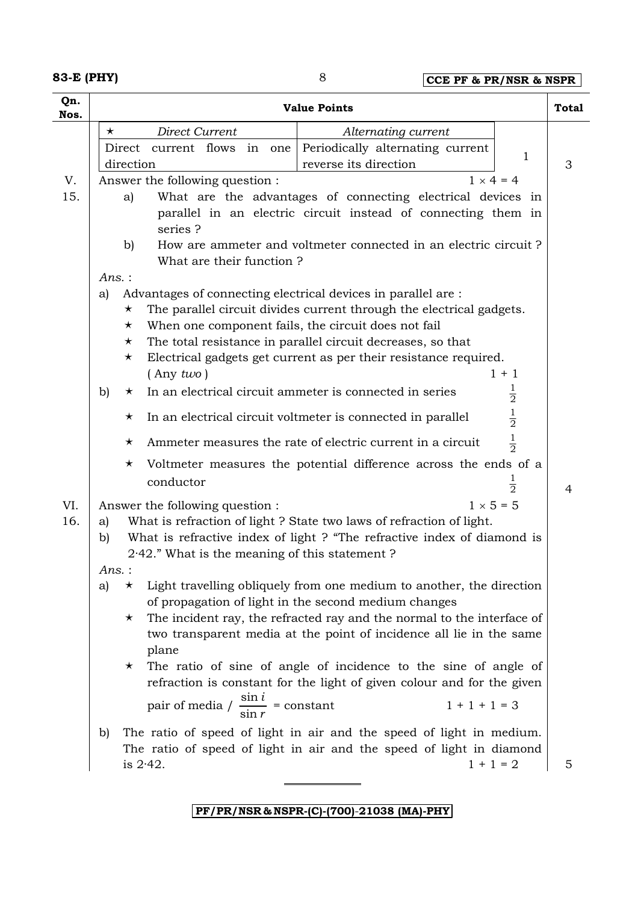| Qn. Nos. | Value Points | | | Total |
|---|---|---|---|---|
| | ★ *Direct Current* | *Alternating current* | | |
| | Direct current flows in one direction | Periodically alternating current reverse its direction | 1 | 3 |

**V.** Answer the following question : $1 \times 4 = 4$

**15.**
a) What are the advantages of connecting electrical devices in parallel in an electric circuit instead of connecting them in series ?

b) How are ammeter and voltmeter connected in an electric circuit ? What are their function ?

*Ans.* :

a) Advantages of connecting electrical devices in parallel are :

- ★ The parallel circuit divides current through the electrical gadgets.
- ★ When one component fails, the circuit does not fail
- ★ The total resistance in parallel circuit decreases, so that
- ★ Electrical gadgets get current as per their resistance required.
  ( Any *two* ) 1 + 1

b)
- ★ In an electrical circuit ammeter is connected in series $\frac{1}{2}$
- ★ In an electrical circuit voltmeter is connected in parallel $\frac{1}{2}$
- ★ Ammeter measures the rate of electric current in a circuit $\frac{1}{2}$
- ★ Voltmeter measures the potential difference across the ends of a conductor $\frac{1}{2}$

Total: 4

**VI.** Answer the following question : $1 \times 5 = 5$

**16.**
a) What is refraction of light ? State two laws of refraction of light.

b) What is refractive index of light ? "The refractive index of diamond is 2·42." What is the meaning of this statement ?

*Ans.* :

a)
- ★ Light travelling obliquely from one medium to another, the direction of propagation of light in the second medium changes
- ★ The incident ray, the refracted ray and the normal to the interface of two transparent media at the point of incidence all lie in the same plane
- ★ The ratio of sine of angle of incidence to the sine of angle of refraction is constant for the light of given colour and for the given pair of media / $\frac{\sin i}{\sin r}$ = constant 1 + 1 + 1 = 3

b) The ratio of speed of light in air and the speed of light in medium. The ratio of speed of light in air and the speed of light in diamond is 2·42. 1 + 1 = 2

Total: 5